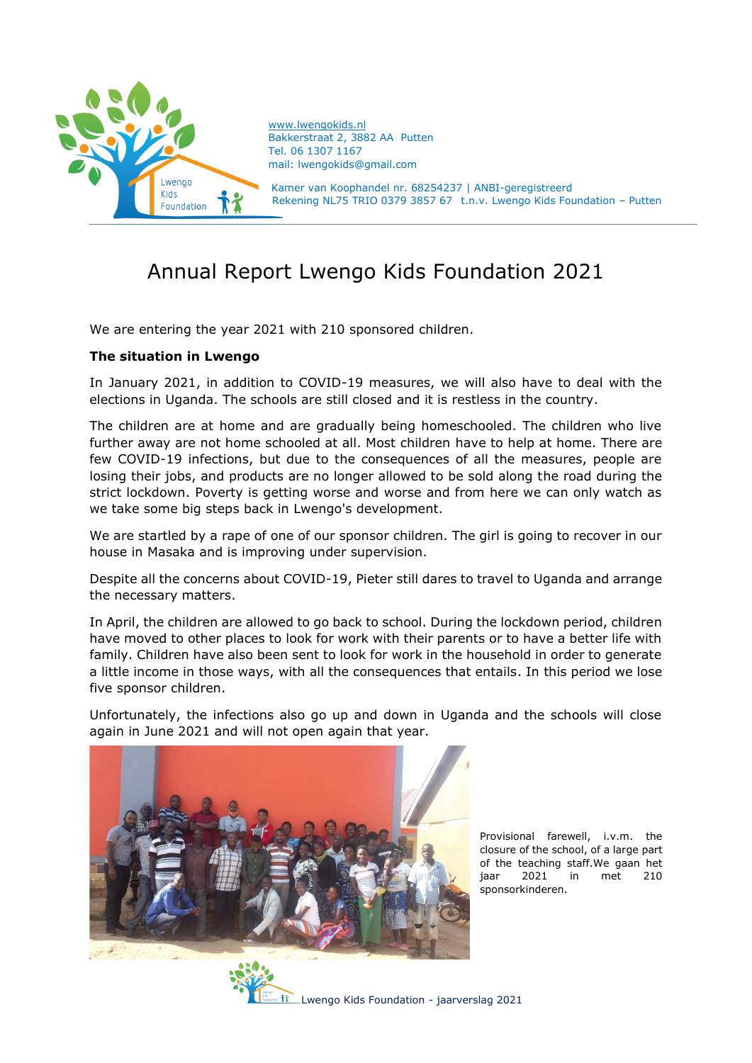www.lwengokids.nl
Bakkerstraat 2, 3882 AA Putten
Tel. 06 1307 1167
mail: lwengokids@gmail.com

Kamer van Koophandel nr. 68254237 | ANBI-geregistreerd
Rekening NL75 TRIO 0379 3857 67 t.n.v. Lwengo Kids Foundation – Putten

# Annual Report Lwengo Kids Foundation 2021

We are entering the year 2021 with 210 sponsored children.

**The situation in Lwengo**

In January 2021, in addition to COVID-19 measures, we will also have to deal with the elections in Uganda. The schools are still closed and it is restless in the country.

The children are at home and are gradually being homeschooled. The children who live further away are not home schooled at all. Most children have to help at home. There are few COVID-19 infections, but due to the consequences of all the measures, people are losing their jobs, and products are no longer allowed to be sold along the road during the strict lockdown. Poverty is getting worse and worse and from here we can only watch as we take some big steps back in Lwengo's development.

We are startled by a rape of one of our sponsor children. The girl is going to recover in our house in Masaka and is improving under supervision.

Despite all the concerns about COVID-19, Pieter still dares to travel to Uganda and arrange the necessary matters.

In April, the children are allowed to go back to school. During the lockdown period, children have moved to other places to look for work with their parents or to have a better life with family. Children have also been sent to look for work in the household in order to generate a little income in those ways, with all the consequences that entails. In this period we lose five sponsor children.

Unfortunately, the infections also go up and down in Uganda and the schools will close again in June 2021 and will not open again that year.

Provisional farewell, i.v.m. the closure of the school, of a large part of the teaching staff.We gaan het jaar 2021 in met 210 sponsorkinderen.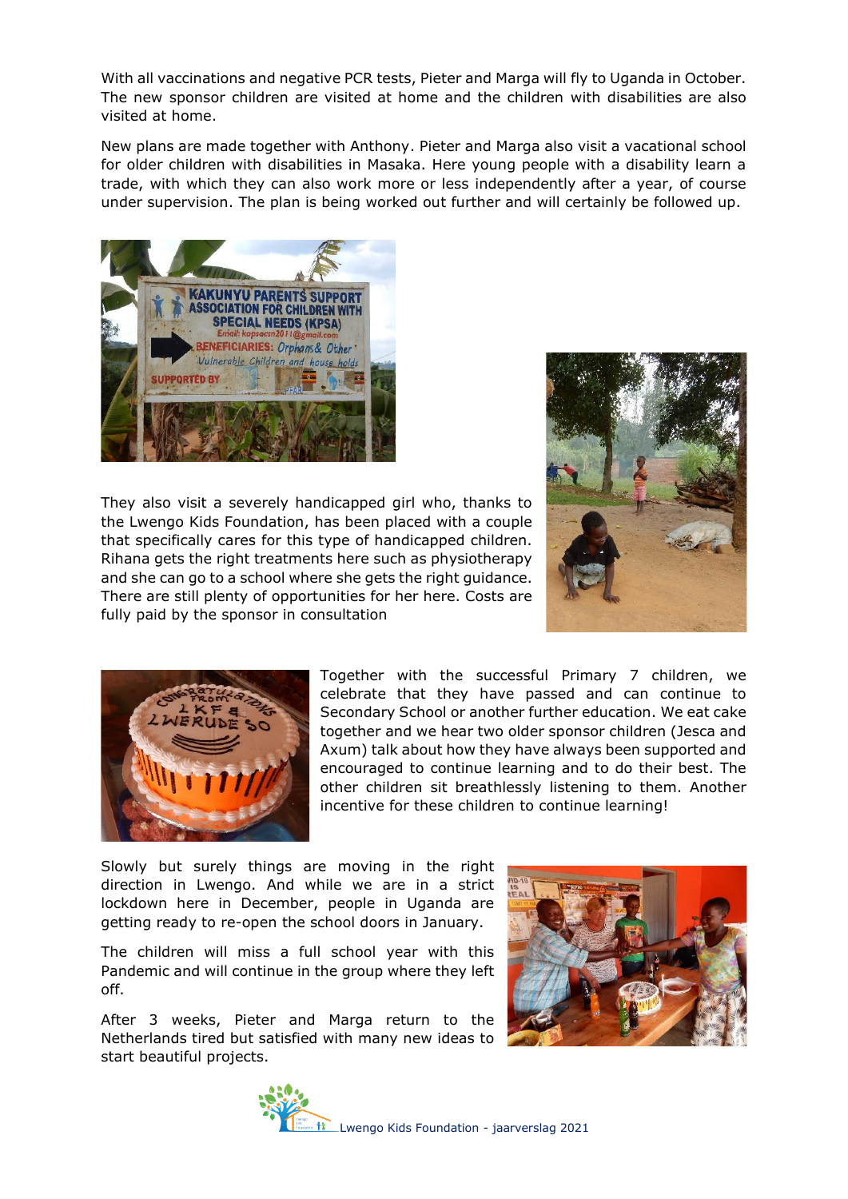With all vaccinations and negative PCR tests, Pieter and Marga will fly to Uganda in October. The new sponsor children are visited at home and the children with disabilities are also visited at home.

New plans are made together with Anthony. Pieter and Marga also visit a vacational school for older children with disabilities in Masaka. Here young people with a disability learn a trade, with which they can also work more or less independently after a year, of course under supervision. The plan is being worked out further and will certainly be followed up.

They also visit a severely handicapped girl who, thanks to the Lwengo Kids Foundation, has been placed with a couple that specifically cares for this type of handicapped children. Rihana gets the right treatments here such as physiotherapy and she can go to a school where she gets the right guidance. There are still plenty of opportunities for her here. Costs are fully paid by the sponsor in consultation

Together with the successful Primary 7 children, we celebrate that they have passed and can continue to Secondary School or another further education. We eat cake together and we hear two older sponsor children (Jesca and Axum) talk about how they have always been supported and encouraged to continue learning and to do their best. The other children sit breathlessly listening to them. Another incentive for these children to continue learning!

Slowly but surely things are moving in the right direction in Lwengo. And while we are in a strict lockdown here in December, people in Uganda are getting ready to re-open the school doors in January.

The children will miss a full school year with this Pandemic and will continue in the group where they left off.

After 3 weeks, Pieter and Marga return to the Netherlands tired but satisfied with many new ideas to start beautiful projects.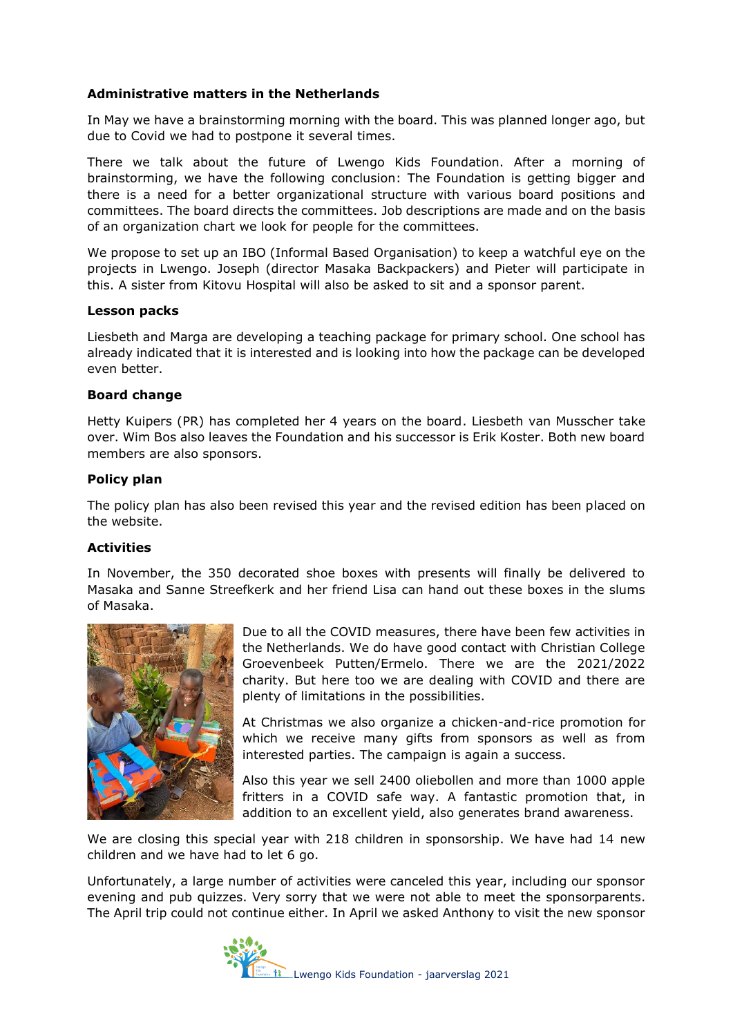**Administrative matters in the Netherlands**

In May we have a brainstorming morning with the board. This was planned longer ago, but due to Covid we had to postpone it several times.

There we talk about the future of Lwengo Kids Foundation. After a morning of brainstorming, we have the following conclusion: The Foundation is getting bigger and there is a need for a better organizational structure with various board positions and committees. The board directs the committees. Job descriptions are made and on the basis of an organization chart we look for people for the committees.

We propose to set up an IBO (Informal Based Organisation) to keep a watchful eye on the projects in Lwengo. Joseph (director Masaka Backpackers) and Pieter will participate in this. A sister from Kitovu Hospital will also be asked to sit and a sponsor parent.

**Lesson packs**

Liesbeth and Marga are developing a teaching package for primary school. One school has already indicated that it is interested and is looking into how the package can be developed even better.

**Board change**

Hetty Kuipers (PR) has completed her 4 years on the board. Liesbeth van Musscher take over. Wim Bos also leaves the Foundation and his successor is Erik Koster. Both new board members are also sponsors.

**Policy plan**

The policy plan has also been revised this year and the revised edition has been placed on the website.

**Activities**

In November, the 350 decorated shoe boxes with presents will finally be delivered to Masaka and Sanne Streefkerk and her friend Lisa can hand out these boxes in the slums of Masaka.

Due to all the COVID measures, there have been few activities in the Netherlands. We do have good contact with Christian College Groevenbeek Putten/Ermelo. There we are the 2021/2022 charity. But here too we are dealing with COVID and there are plenty of limitations in the possibilities.

At Christmas we also organize a chicken-and-rice promotion for which we receive many gifts from sponsors as well as from interested parties. The campaign is again a success.

Also this year we sell 2400 oliebollen and more than 1000 apple fritters in a COVID safe way. A fantastic promotion that, in addition to an excellent yield, also generates brand awareness.

We are closing this special year with 218 children in sponsorship. We have had 14 new children and we have had to let 6 go.

Unfortunately, a large number of activities were canceled this year, including our sponsor evening and pub quizzes. Very sorry that we were not able to meet the sponsorparents. The April trip could not continue either. In April we asked Anthony to visit the new sponsor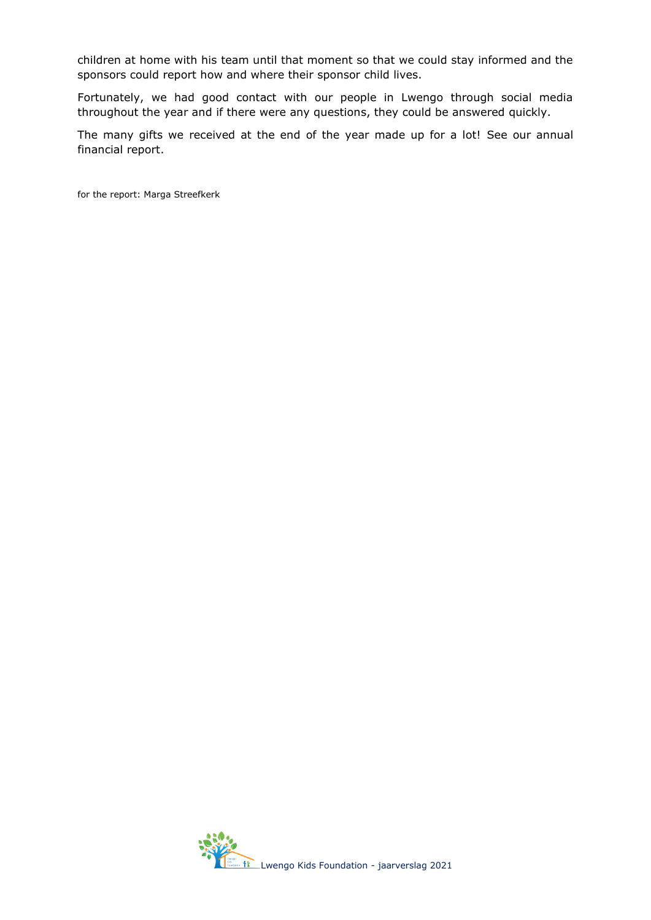children at home with his team until that moment so that we could stay informed and the sponsors could report how and where their sponsor child lives.

Fortunately, we had good contact with our people in Lwengo through social media throughout the year and if there were any questions, they could be answered quickly.

The many gifts we received at the end of the year made up for a lot! See our annual financial report.

for the report: Marga Streefkerk